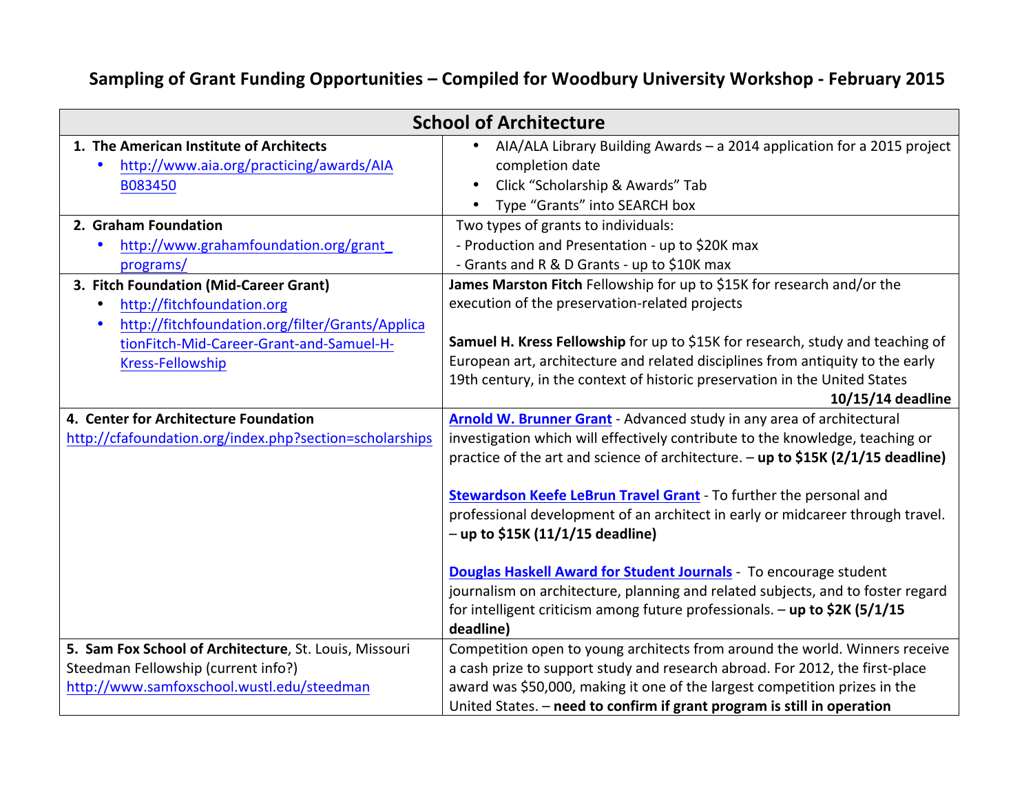# Sampling of Grant Funding Opportunities – Compiled for Woodbury University Workshop - February 2015

| School of Architecture | |
|---|---|
| **1. The American Institute of Architects**<br>• http://www.aia.org/practicing/awards/AIAB083450 | • AIA/ALA Library Building Awards – a 2014 application for a 2015 project completion date<br>• Click "Scholarship & Awards" Tab<br>• Type "Grants" into SEARCH box |
| **2. Graham Foundation**<br>• http://www.grahamfoundation.org/grant_programs/ | Two types of grants to individuals:<br>- Production and Presentation - up to $20K max<br>- Grants and R & D Grants - up to $10K max |
| **3. Fitch Foundation (Mid-Career Grant)**<br>• http://fitchfoundation.org<br>• http://fitchfoundation.org/filter/Grants/ApplicationFitch-Mid-Career-Grant-and-Samuel-H-Kress-Fellowship | **James Marston Fitch** Fellowship for up to $15K for research and/or the execution of the preservation-related projects<br><br>**Samuel H. Kress Fellowship** for up to $15K for research, study and teaching of European art, architecture and related disciplines from antiquity to the early 19th century, in the context of historic preservation in the United States<br>**10/15/14 deadline** |
| **4. Center for Architecture Foundation**<br>http://cfafoundation.org/index.php?section=scholarships | **Arnold W. Brunner Grant** - Advanced study in any area of architectural investigation which will effectively contribute to the knowledge, teaching or practice of the art and science of architecture. – **up to $15K (2/1/15 deadline)**<br><br>**Stewardson Keefe LeBrun Travel Grant** - To further the personal and professional development of an architect in early or midcareer through travel. – **up to $15K (11/1/15 deadline)**<br><br>**Douglas Haskell Award for Student Journals** - To encourage student journalism on architecture, planning and related subjects, and to foster regard for intelligent criticism among future professionals. – **up to $2K (5/1/15 deadline)** |
| **5. Sam Fox School of Architecture**, St. Louis, Missouri<br>Steedman Fellowship (current info?)<br>http://www.samfoxschool.wustl.edu/steedman | Competition open to young architects from around the world. Winners receive a cash prize to support study and research abroad. For 2012, the first-place award was $50,000, making it one of the largest competition prizes in the United States. – **need to confirm if grant program is still in operation** |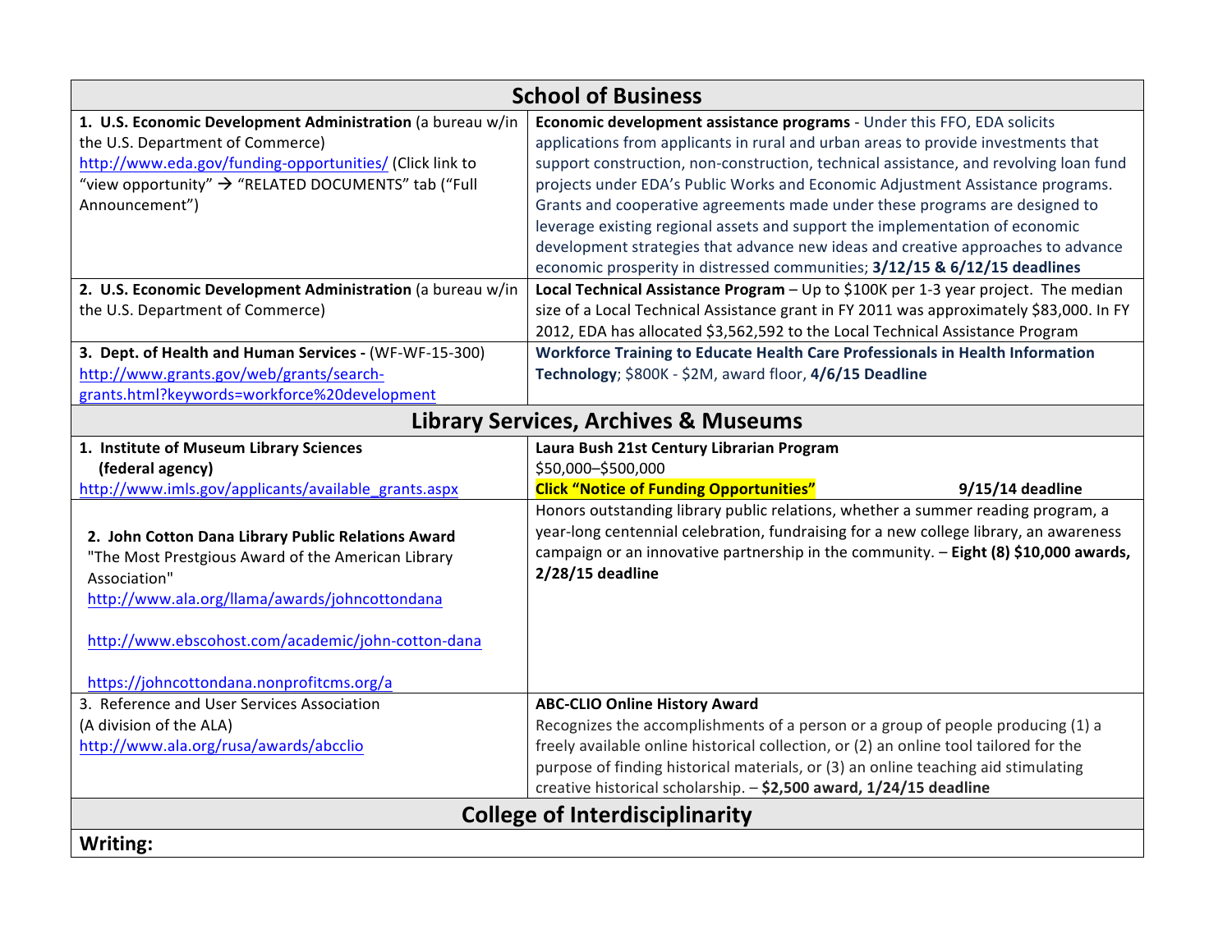| School of Business | |
|---|---|
| **1. U.S. Economic Development Administration** (a bureau w/in the U.S. Department of Commerce) http://www.eda.gov/funding-opportunities/ (Click link to "view opportunity" → "RELATED DOCUMENTS" tab ("Full Announcement") | **Economic development assistance programs** - Under this FFO, EDA solicits applications from applicants in rural and urban areas to provide investments that support construction, non-construction, technical assistance, and revolving loan fund projects under EDA's Public Works and Economic Adjustment Assistance programs. Grants and cooperative agreements made under these programs are designed to leverage existing regional assets and support the implementation of economic development strategies that advance new ideas and creative approaches to advance economic prosperity in distressed communities; **3/12/15 & 6/12/15 deadlines** |
| **2. U.S. Economic Development Administration** (a bureau w/in the U.S. Department of Commerce) | **Local Technical Assistance Program** – Up to $100K per 1-3 year project. The median size of a Local Technical Assistance grant in FY 2011 was approximately $83,000. In FY 2012, EDA has allocated $3,562,592 to the Local Technical Assistance Program |
| **3. Dept. of Health and Human Services -** (WF-WF-15-300) http://www.grants.gov/web/grants/search-grants.html?keywords=workforce%20development | **Workforce Training to Educate Health Care Professionals in Health Information Technology**; $800K - $2M, award floor, **4/6/15 Deadline** |
| **Library Services, Archives & Museums** | |
| **1. Institute of Museum Library Sciences (federal agency)** http://www.imls.gov/applicants/available_grants.aspx | **Laura Bush 21st Century Librarian Program** $50,000–$500,000 **Click "Notice of Funding Opportunities"** **9/15/14 deadline** |
| **2. John Cotton Dana Library Public Relations Award** "The Most Prestgious Award of the American Library Association" http://www.ala.org/llama/awards/johncottondana http://www.ebscohost.com/academic/john-cotton-dana https://johncottondana.nonprofitcms.org/a | Honors outstanding library public relations, whether a summer reading program, a year-long centennial celebration, fundraising for a new college library, an awareness campaign or an innovative partnership in the community. – **Eight (8) $10,000 awards, 2/28/15 deadline** |
| 3. Reference and User Services Association (A division of the ALA) http://www.ala.org/rusa/awards/abcclio | **ABC-CLIO Online History Award** Recognizes the accomplishments of a person or a group of people producing (1) a freely available online historical collection, or (2) an online tool tailored for the purpose of finding historical materials, or (3) an online teaching aid stimulating creative historical scholarship. – **$2,500 award, 1/24/15 deadline** |
| **College of Interdisciplinarity** | |
| **Writing:** | |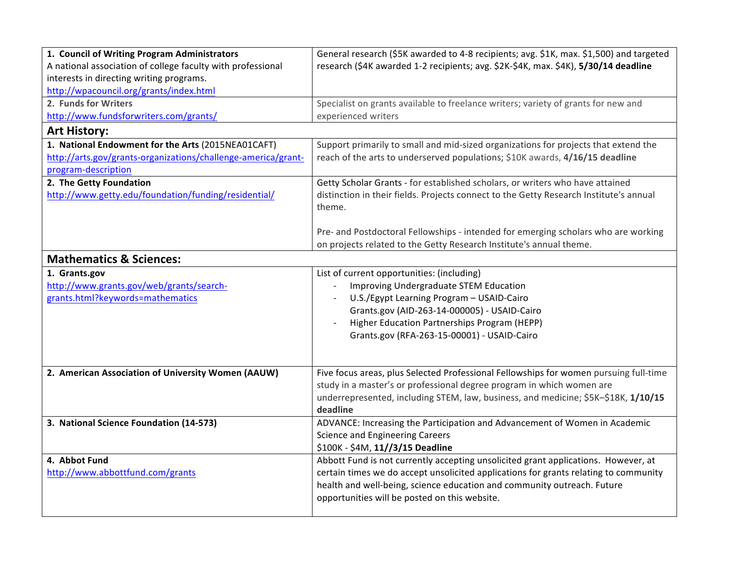| | |
|---|---|
| **1. Council of Writing Program Administrators**<br>A national association of college faculty with professional interests in directing writing programs.<br>http://wpacouncil.org/grants/index.html | General research ($5K awarded to 4-8 recipients; avg. $1K, max. $1,500) and targeted research ($4K awarded 1-2 recipients; avg. $2K-$4K, max. $4K), **5/30/14 deadline** |
| **2. Funds for Writers**<br>http://www.fundsforwriters.com/grants/ | Specialist on grants available to freelance writers; variety of grants for new and experienced writers |
| **Art History:** | |
| **1. National Endowment for the Arts** (2015NEA01CAFT)<br>http://arts.gov/grants-organizations/challenge-america/grant-program-description | Support primarily to small and mid-sized organizations for projects that extend the reach of the arts to underserved populations; $10K awards, **4/16/15 deadline** |
| **2. The Getty Foundation**<br>http://www.getty.edu/foundation/funding/residential/ | Getty Scholar Grants - for established scholars, or writers who have attained distinction in their fields. Projects connect to the Getty Research Institute's annual theme.<br><br>Pre- and Postdoctoral Fellowships - intended for emerging scholars who are working on projects related to the Getty Research Institute's annual theme. |
| **Mathematics & Sciences:** | |
| **1. Grants.gov**<br>http://www.grants.gov/web/grants/search-grants.html?keywords=mathematics | List of current opportunities: (including)<br>- Improving Undergraduate STEM Education<br>- U.S./Egypt Learning Program – USAID-Cairo Grants.gov (AID-263-14-000005) - USAID-Cairo<br>- Higher Education Partnerships Program (HEPP) Grants.gov (RFA-263-15-00001) - USAID-Cairo |
| **2. American Association of University Women (AAUW)** | Five focus areas, plus Selected Professional Fellowships for women pursuing full-time study in a master's or professional degree program in which women are underrepresented, including STEM, law, business, and medicine; $5K–$18K, **1/10/15 deadline** |
| **3. National Science Foundation (14-573)** | ADVANCE: Increasing the Participation and Advancement of Women in Academic Science and Engineering Careers<br>$100K - $4M, **11//3/15 Deadline** |
| **4. Abbot Fund**<br>http://www.abbottfund.com/grants | Abbott Fund is not currently accepting unsolicited grant applications. However, at certain times we do accept unsolicited applications for grants relating to community health and well-being, science education and community outreach. Future opportunities will be posted on this website. |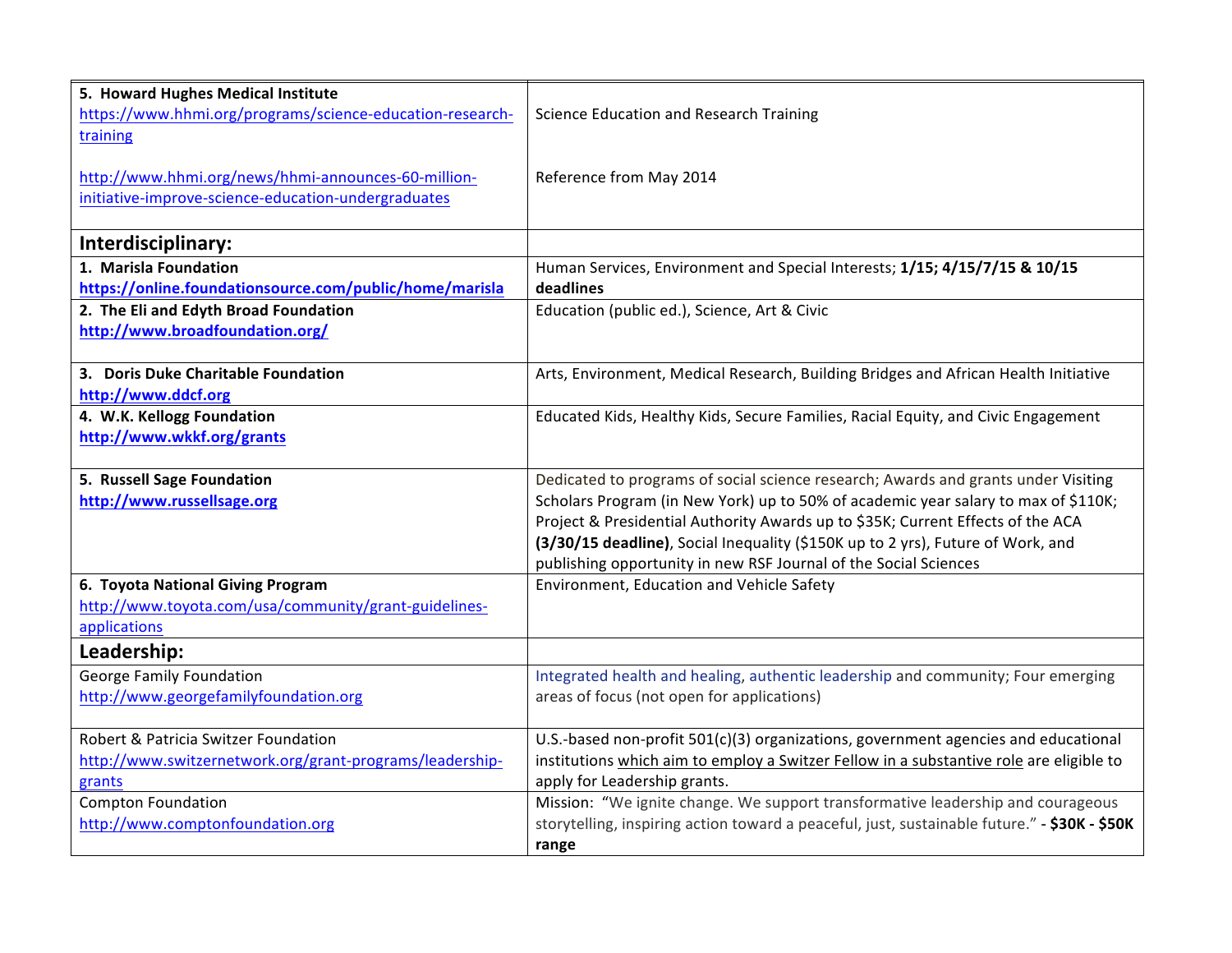| | |
|---|---|
| **5. Howard Hughes Medical Institute**<br>https://www.hhmi.org/programs/science-education-research-training<br><br>http://www.hhmi.org/news/hhmi-announces-60-million-initiative-improve-science-education-undergraduates | Science Education and Research Training<br><br>Reference from May 2014 |
| **Interdisciplinary:** | |
| **1. Marisla Foundation**<br>**https://online.foundationsource.com/public/home/marisla** | Human Services, Environment and Special Interests; **1/15; 4/15/7/15 & 10/15 deadlines** |
| **2. The Eli and Edyth Broad Foundation**<br>**http://www.broadfoundation.org/** | Education (public ed.), Science, Art & Civic |
| **3. Doris Duke Charitable Foundation**<br>**http://www.ddcf.org** | Arts, Environment, Medical Research, Building Bridges and African Health Initiative |
| **4. W.K. Kellogg Foundation**<br>**http://www.wkkf.org/grants** | Educated Kids, Healthy Kids, Secure Families, Racial Equity, and Civic Engagement |
| **5. Russell Sage Foundation**<br>**http://www.russellsage.org** | Dedicated to programs of social science research; Awards and grants under Visiting Scholars Program (in New York) up to 50% of academic year salary to max of $110K; Project & Presidential Authority Awards up to $35K; Current Effects of the ACA **(3/30/15 deadline)**, Social Inequality ($150K up to 2 yrs), Future of Work, and publishing opportunity in new RSF Journal of the Social Sciences |
| **6. Toyota National Giving Program**<br>http://www.toyota.com/usa/community/grant-guidelines-applications | Environment, Education and Vehicle Safety |
| **Leadership:** | |
| George Family Foundation<br>http://www.georgefamilyfoundation.org | Integrated health and healing, authentic leadership and community; Four emerging areas of focus (not open for applications) |
| Robert & Patricia Switzer Foundation<br>http://www.switzernetwork.org/grant-programs/leadership-grants | U.S.-based non-profit 501(c)(3) organizations, government agencies and educational institutions which aim to employ a Switzer Fellow in a substantive role are eligible to apply for Leadership grants. |
| Compton Foundation<br>http://www.comptonfoundation.org | Mission: "We ignite change. We support transformative leadership and courageous storytelling, inspiring action toward a peaceful, just, sustainable future." **- $30K - $50K range** |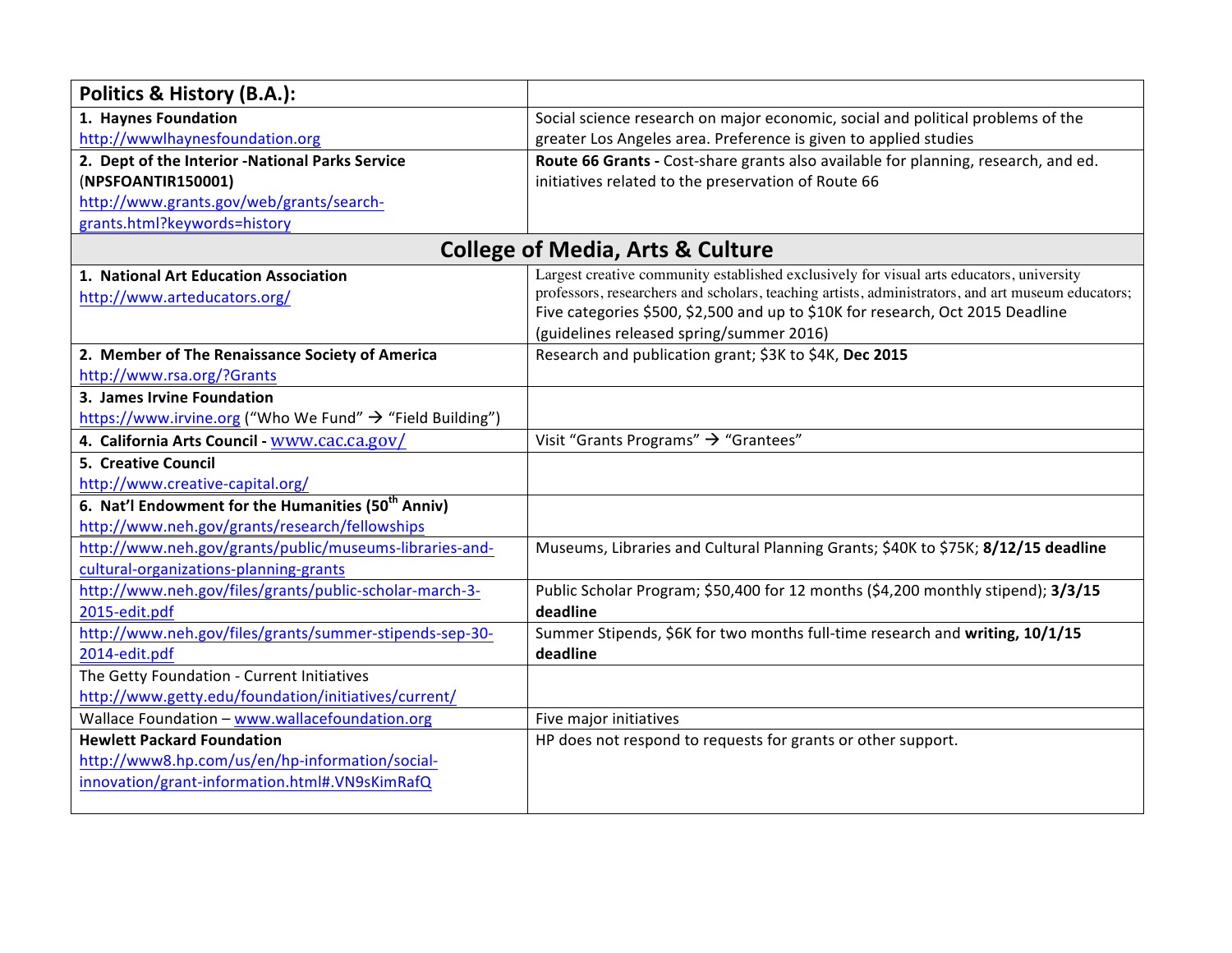| | |
|---|---|
| **Politics & History (B.A.):** | |
| **1. Haynes Foundation** http://wwwlhaynesfoundation.org | Social science research on major economic, social and political problems of the greater Los Angeles area. Preference is given to applied studies |
| **2. Dept of the Interior -National Parks Service (NPSFOANTIR150001)** http://www.grants.gov/web/grants/search-grants.html?keywords=history | **Route 66 Grants -** Cost-share grants also available for planning, research, and ed. initiatives related to the preservation of Route 66 |
| **College of Media, Arts & Culture** | |
| **1. National Art Education Association** http://www.arteducators.org/ | Largest creative community established exclusively for visual arts educators, university professors, researchers and scholars, teaching artists, administrators, and art museum educators; Five categories $500, $2,500 and up to $10K for research, Oct 2015 Deadline (guidelines released spring/summer 2016) |
| **2. Member of The Renaissance Society of America** http://www.rsa.org/?Grants | Research and publication grant; $3K to $4K, **Dec 2015** |
| **3. James Irvine Foundation** https://www.irvine.org ("Who We Fund" → "Field Building") | |
| **4. California Arts Council -** www.cac.ca.gov/ | Visit "Grants Programs" → "Grantees" |
| **5. Creative Council** http://www.creative-capital.org/ | |
| **6. Nat'l Endowment for the Humanities (50th Anniv)** http://www.neh.gov/grants/research/fellowships | |
| http://www.neh.gov/grants/public/museums-libraries-and-cultural-organizations-planning-grants | Museums, Libraries and Cultural Planning Grants; $40K to $75K; **8/12/15 deadline** |
| http://www.neh.gov/files/grants/public-scholar-march-3-2015-edit.pdf | Public Scholar Program; $50,400 for 12 months ($4,200 monthly stipend); **3/3/15 deadline** |
| http://www.neh.gov/files/grants/summer-stipends-sep-30-2014-edit.pdf | Summer Stipends, $6K for two months full-time research and **writing, 10/1/15 deadline** |
| The Getty Foundation - Current Initiatives http://www.getty.edu/foundation/initiatives/current/ | |
| Wallace Foundation – www.wallacefoundation.org | Five major initiatives |
| **Hewlett Packard Foundation** http://www8.hp.com/us/en/hp-information/social-innovation/grant-information.html#.VN9sKimRafQ | HP does not respond to requests for grants or other support. |